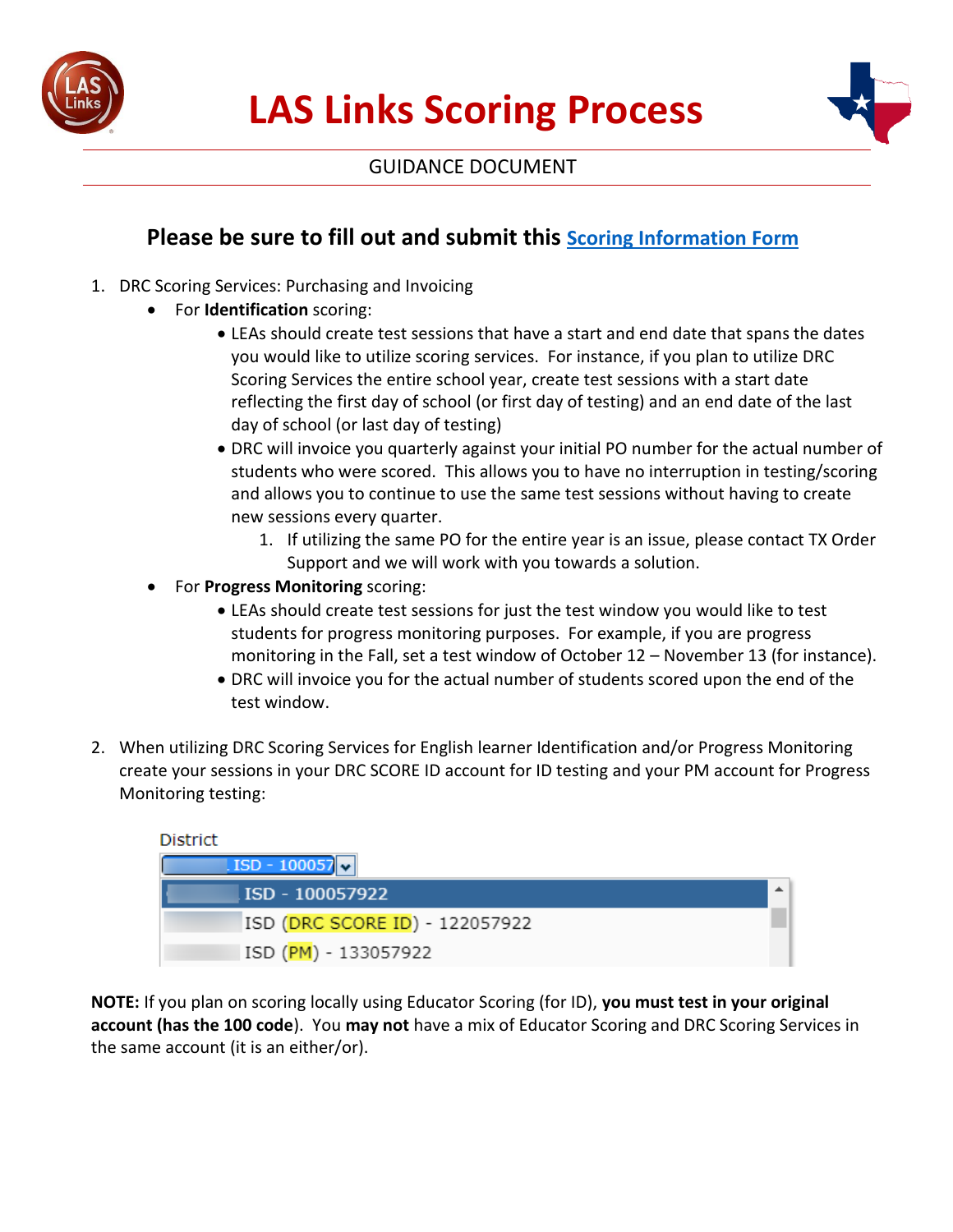# LAS Links Scoring Process

GUIDANCE DOCUMENT

## Please be sure to fill out and submit this Scoring Information Form

1. DRC Scoring Services: Purchasing and Invoicing
   - For **Identification** scoring:
     - LEAs should create test sessions that have a start and end date that spans the dates you would like to utilize scoring services. For instance, if you plan to utilize DRC Scoring Services the entire school year, create test sessions with a start date reflecting the first day of school (or first day of testing) and an end date of the last day of school (or last day of testing)
     - DRC will invoice you quarterly against your initial PO number for the actual number of students who were scored. This allows you to have no interruption in testing/scoring and allows you to continue to use the same test sessions without having to create new sessions every quarter.
       1. If utilizing the same PO for the entire year is an issue, please contact TX Order Support and we will work with you towards a solution.
   - For **Progress Monitoring** scoring:
     - LEAs should create test sessions for just the test window you would like to test students for progress monitoring purposes. For example, if you are progress monitoring in the Fall, set a test window of October 12 – November 13 (for instance).
     - DRC will invoice you for the actual number of students scored upon the end of the test window.

2. When utilizing DRC Scoring Services for English learner Identification and/or Progress Monitoring create your sessions in your DRC SCORE ID account for ID testing and your PM account for Progress Monitoring testing:

District

ISD - 100057

ISD - 100057922

ISD (DRC SCORE ID) - 122057922

ISD (PM) - 133057922

**NOTE:** If you plan on scoring locally using Educator Scoring (for ID), **you must test in your original account (has the 100 code**). You **may not** have a mix of Educator Scoring and DRC Scoring Services in the same account (it is an either/or).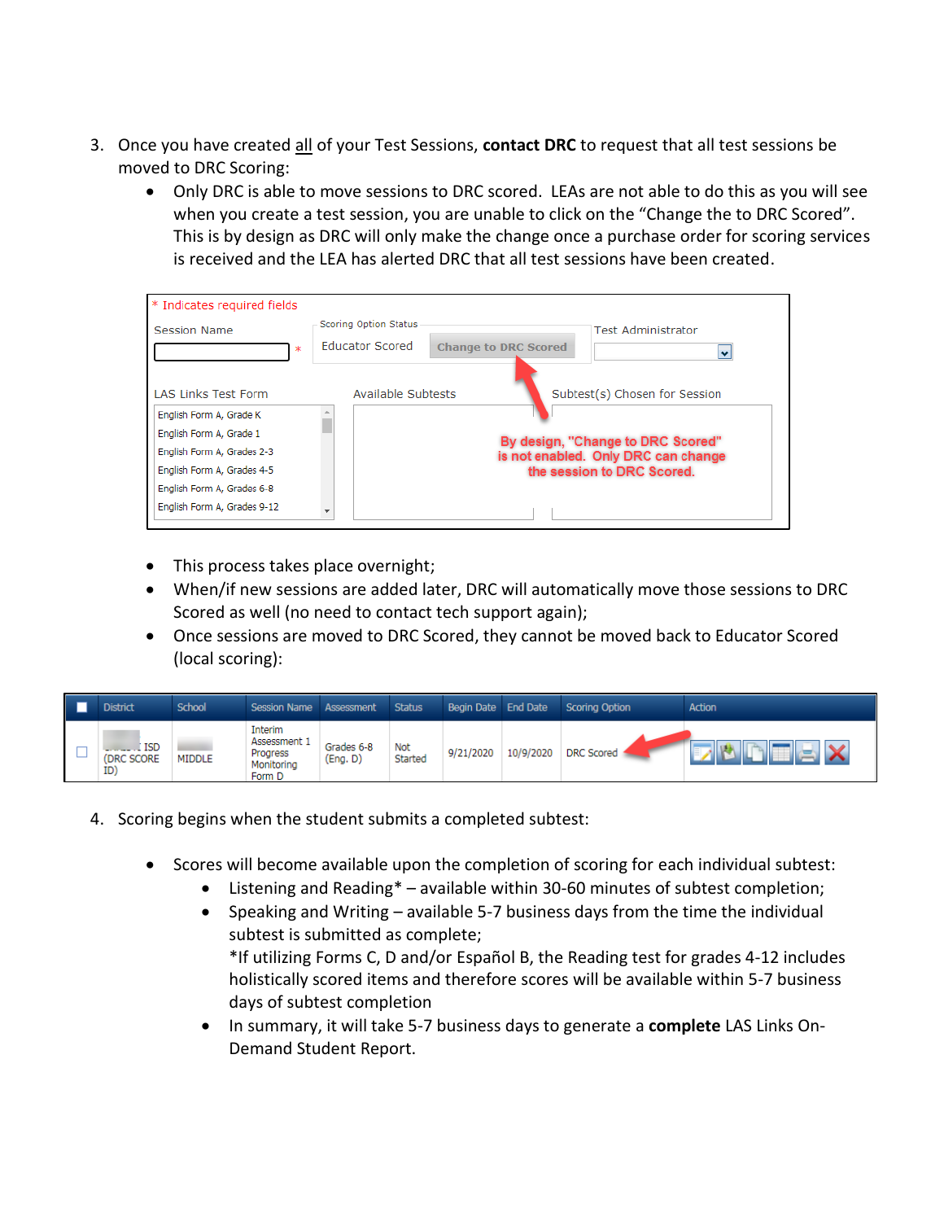3. Once you have created <u>all</u> of your Test Sessions, **contact DRC** to request that all test sessions be moved to DRC Scoring:
    - Only DRC is able to move sessions to DRC scored. LEAs are not able to do this as you will see when you create a test session, you are unable to click on the "Change the to DRC Scored". This is by design as DRC will only make the change once a purchase order for scoring services is received and the LEA has alerted DRC that all test sessions have been created.

    * Indicates required fields

    | Session Name | Scoring Option Status | Test Administrator |
    |---|---|---|
    | * | Educator Scored [Change to DRC Scored] | |

    | LAS Links Test Form | Available Subtests | Subtest(s) Chosen for Session |
    |---|---|---|
    | English Form A, Grade K<br>English Form A, Grade 1<br>English Form A, Grades 2-3<br>English Form A, Grades 4-5<br>English Form A, Grades 6-8<br>English Form A, Grades 9-12 | | |

    By design, "Change to DRC Scored" is not enabled. Only DRC can change the session to DRC Scored.

    - This process takes place overnight;
    - When/if new sessions are added later, DRC will automatically move those sessions to DRC Scored as well (no need to contact tech support again);
    - Once sessions are moved to DRC Scored, they cannot be moved back to Educator Scored (local scoring):

    | District | School | Session Name | Assessment | Status | Begin Date | End Date | Scoring Option | Action |
    |---|---|---|---|---|---|---|---|---|
    | ISD (DRC SCORE ID) | MIDDLE | Interim Assessment 1 Progress Monitoring Form D | Grades 6-8 (Eng. D) | Not Started | 9/21/2020 | 10/9/2020 | DRC Scored | |

4. Scoring begins when the student submits a completed subtest:
    - Scores will become available upon the completion of scoring for each individual subtest:
        - Listening and Reading* – available within 30-60 minutes of subtest completion;
        - Speaking and Writing – available 5-7 business days from the time the individual subtest is submitted as complete;
          *If utilizing Forms C, D and/or Español B, the Reading test for grades 4-12 includes holistically scored items and therefore scores will be available within 5-7 business days of subtest completion
        - In summary, it will take 5-7 business days to generate a **complete** LAS Links On-Demand Student Report.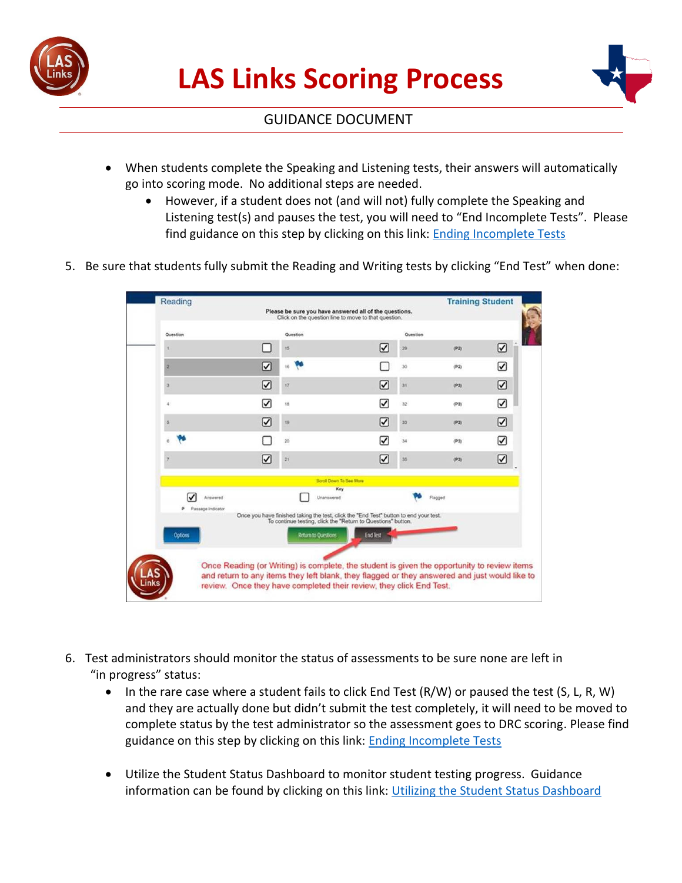# LAS Links Scoring Process

GUIDANCE DOCUMENT

- When students complete the Speaking and Listening tests, their answers will automatically go into scoring mode. No additional steps are needed.
    - However, if a student does not (and will not) fully complete the Speaking and Listening test(s) and pauses the test, you will need to "End Incomplete Tests". Please find guidance on this step by clicking on this link: [Ending Incomplete Tests]

5. Be sure that students fully submit the Reading and Writing tests by clicking "End Test" when done:

Once Reading (or Writing) is complete, the student is given the opportunity to review items and return to any items they left blank, they flagged or they answered and just would like to review. Once they have completed their review, they click End Test.

6. Test administrators should monitor the status of assessments to be sure none are left in "in progress" status:
    - In the rare case where a student fails to click End Test (R/W) or paused the test (S, L, R, W) and they are actually done but didn't submit the test completely, it will need to be moved to complete status by the test administrator so the assessment goes to DRC scoring. Please find guidance on this step by clicking on this link: [Ending Incomplete Tests]
    - Utilize the Student Status Dashboard to monitor student testing progress. Guidance information can be found by clicking on this link: [Utilizing the Student Status Dashboard]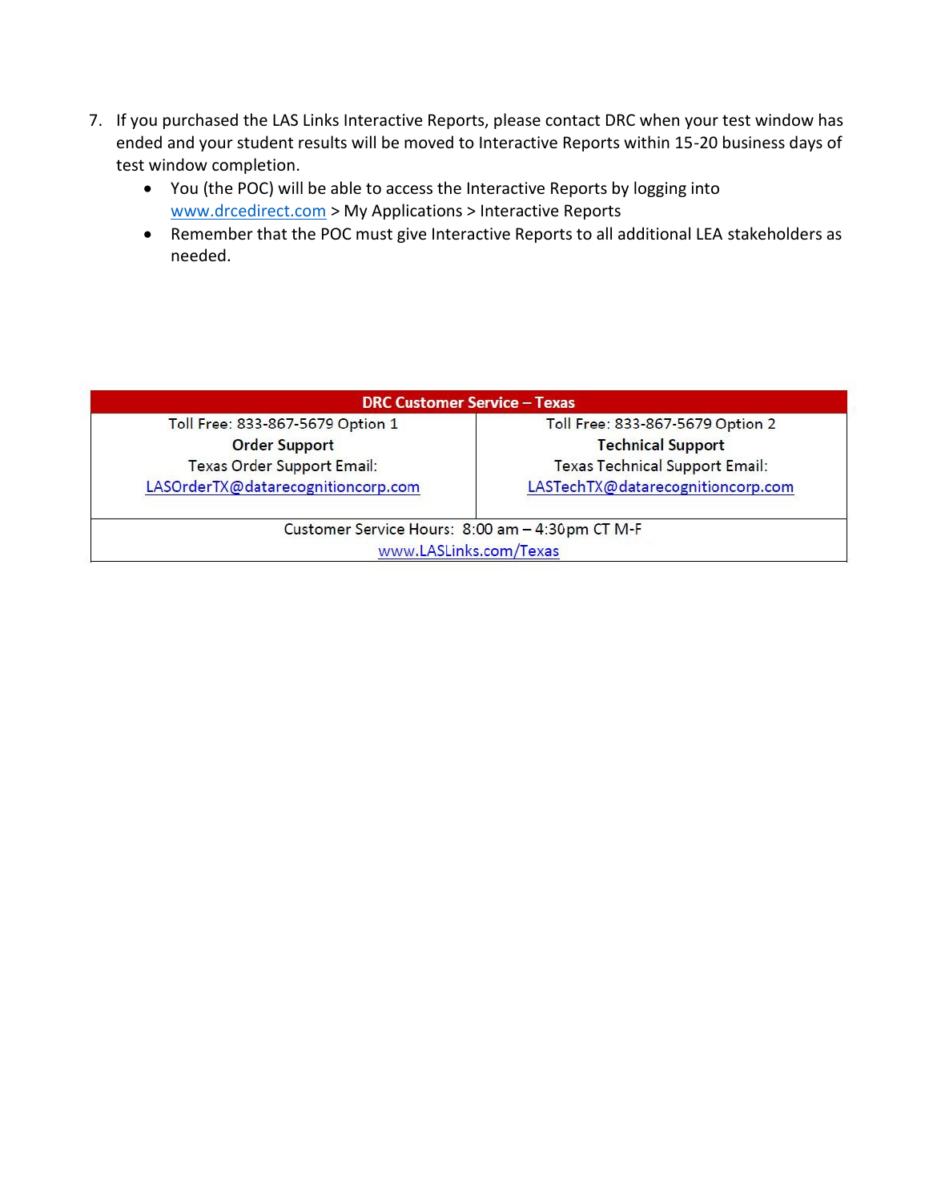7. If you purchased the LAS Links Interactive Reports, please contact DRC when your test window has ended and your student results will be moved to Interactive Reports within 15-20 business days of test window completion.
   - You (the POC) will be able to access the Interactive Reports by logging into www.drcedirect.com > My Applications > Interactive Reports
   - Remember that the POC must give Interactive Reports to all additional LEA stakeholders as needed.

| DRC Customer Service – Texas | |
|---|---|
| Toll Free: 833-867-5679 Option 1<br>**Order Support**<br>Texas Order Support Email:<br>LASOrderTX@datarecognitioncorp.com | Toll Free: 833-867-5679 Option 2<br>**Technical Support**<br>Texas Technical Support Email:<br>LASTechTX@datarecognitioncorp.com |
| Customer Service Hours: 8:00 am – 4:30pm CT M-F<br>www.LASLinks.com/Texas | |